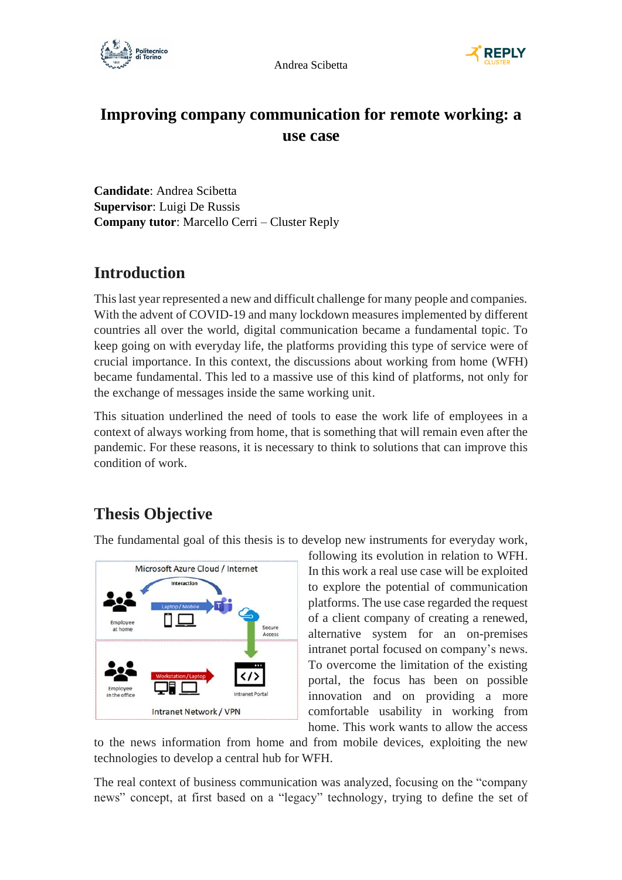# Improving company communication for remote working: a use case

**Candidate**: Andrea Scibetta
**Supervisor**: Luigi De Russis
**Company tutor**: Marcello Cerri – Cluster Reply

## Introduction

This last year represented a new and difficult challenge for many people and companies. With the advent of COVID-19 and many lockdown measures implemented by different countries all over the world, digital communication became a fundamental topic. To keep going on with everyday life, the platforms providing this type of service were of crucial importance. In this context, the discussions about working from home (WFH) became fundamental. This led to a massive use of this kind of platforms, not only for the exchange of messages inside the same working unit.

This situation underlined the need of tools to ease the work life of employees in a context of always working from home, that is something that will remain even after the pandemic. For these reasons, it is necessary to think to solutions that can improve this condition of work.

## Thesis Objective

The fundamental goal of this thesis is to develop new instruments for everyday work, following its evolution in relation to WFH. In this work a real use case will be exploited to explore the potential of communication platforms. The use case regarded the request of a client company of creating a renewed, alternative system for an on-premises intranet portal focused on company's news. To overcome the limitation of the existing portal, the focus has been on possible innovation and on providing a more comfortable usability in working from home. This work wants to allow the access to the news information from home and from mobile devices, exploiting the new technologies to develop a central hub for WFH.

The real context of business communication was analyzed, focusing on the "company news" concept, at first based on a "legacy" technology, trying to define the set of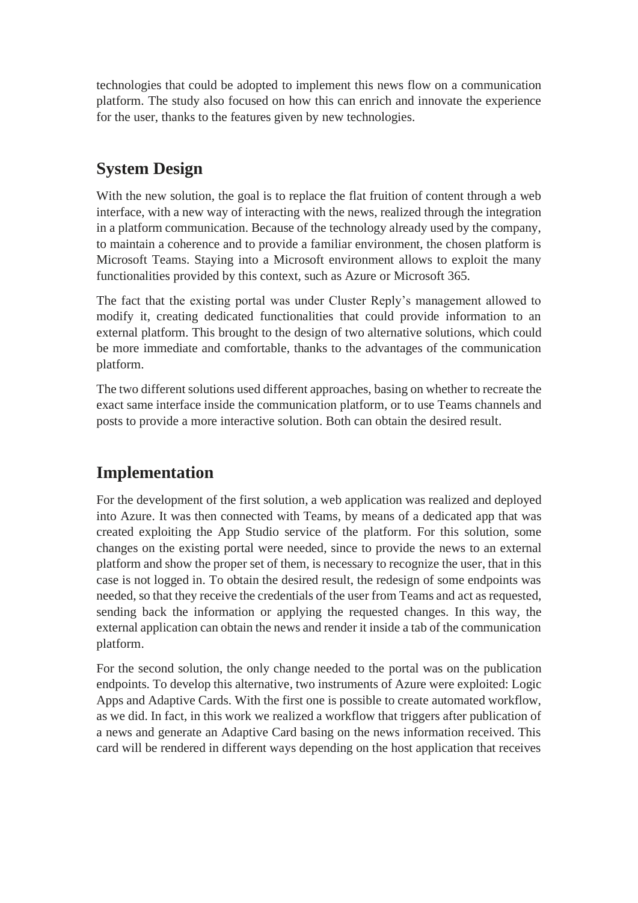technologies that could be adopted to implement this news flow on a communication platform. The study also focused on how this can enrich and innovate the experience for the user, thanks to the features given by new technologies.

## System Design

With the new solution, the goal is to replace the flat fruition of content through a web interface, with a new way of interacting with the news, realized through the integration in a platform communication. Because of the technology already used by the company, to maintain a coherence and to provide a familiar environment, the chosen platform is Microsoft Teams. Staying into a Microsoft environment allows to exploit the many functionalities provided by this context, such as Azure or Microsoft 365.

The fact that the existing portal was under Cluster Reply's management allowed to modify it, creating dedicated functionalities that could provide information to an external platform. This brought to the design of two alternative solutions, which could be more immediate and comfortable, thanks to the advantages of the communication platform.

The two different solutions used different approaches, basing on whether to recreate the exact same interface inside the communication platform, or to use Teams channels and posts to provide a more interactive solution. Both can obtain the desired result.

## Implementation

For the development of the first solution, a web application was realized and deployed into Azure. It was then connected with Teams, by means of a dedicated app that was created exploiting the App Studio service of the platform. For this solution, some changes on the existing portal were needed, since to provide the news to an external platform and show the proper set of them, is necessary to recognize the user, that in this case is not logged in. To obtain the desired result, the redesign of some endpoints was needed, so that they receive the credentials of the user from Teams and act as requested, sending back the information or applying the requested changes. In this way, the external application can obtain the news and render it inside a tab of the communication platform.

For the second solution, the only change needed to the portal was on the publication endpoints. To develop this alternative, two instruments of Azure were exploited: Logic Apps and Adaptive Cards. With the first one is possible to create automated workflow, as we did. In fact, in this work we realized a workflow that triggers after publication of a news and generate an Adaptive Card basing on the news information received. This card will be rendered in different ways depending on the host application that receives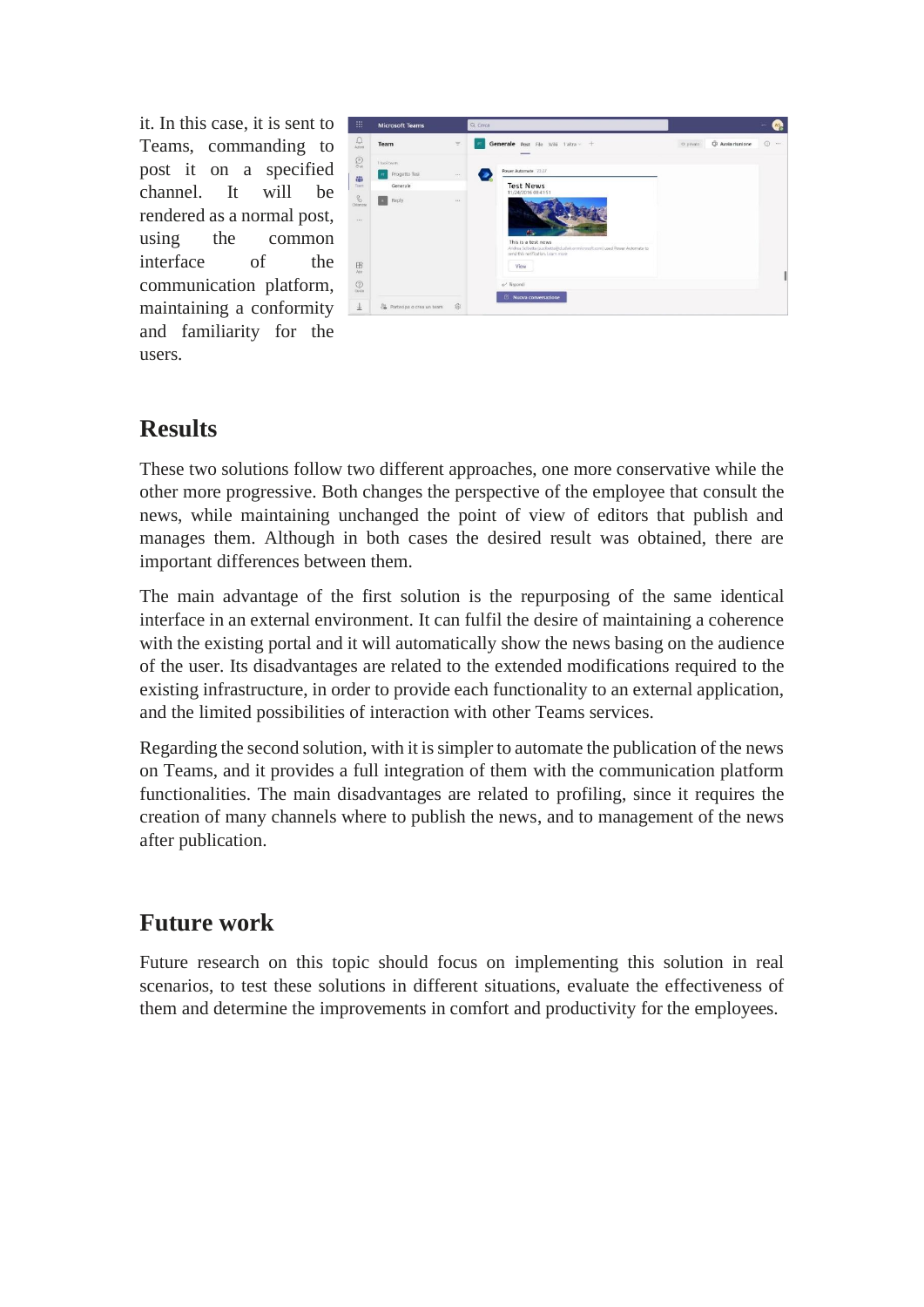it. In this case, it is sent to Teams, commanding to post it on a specified channel. It will be rendered as a normal post, using the common interface of the communication platform, maintaining a conformity and familiarity for the users.

## Results

These two solutions follow two different approaches, one more conservative while the other more progressive. Both changes the perspective of the employee that consult the news, while maintaining unchanged the point of view of editors that publish and manages them. Although in both cases the desired result was obtained, there are important differences between them.

The main advantage of the first solution is the repurposing of the same identical interface in an external environment. It can fulfil the desire of maintaining a coherence with the existing portal and it will automatically show the news basing on the audience of the user. Its disadvantages are related to the extended modifications required to the existing infrastructure, in order to provide each functionality to an external application, and the limited possibilities of interaction with other Teams services.

Regarding the second solution, with it is simpler to automate the publication of the news on Teams, and it provides a full integration of them with the communication platform functionalities. The main disadvantages are related to profiling, since it requires the creation of many channels where to publish the news, and to management of the news after publication.

## Future work

Future research on this topic should focus on implementing this solution in real scenarios, to test these solutions in different situations, evaluate the effectiveness of them and determine the improvements in comfort and productivity for the employees.